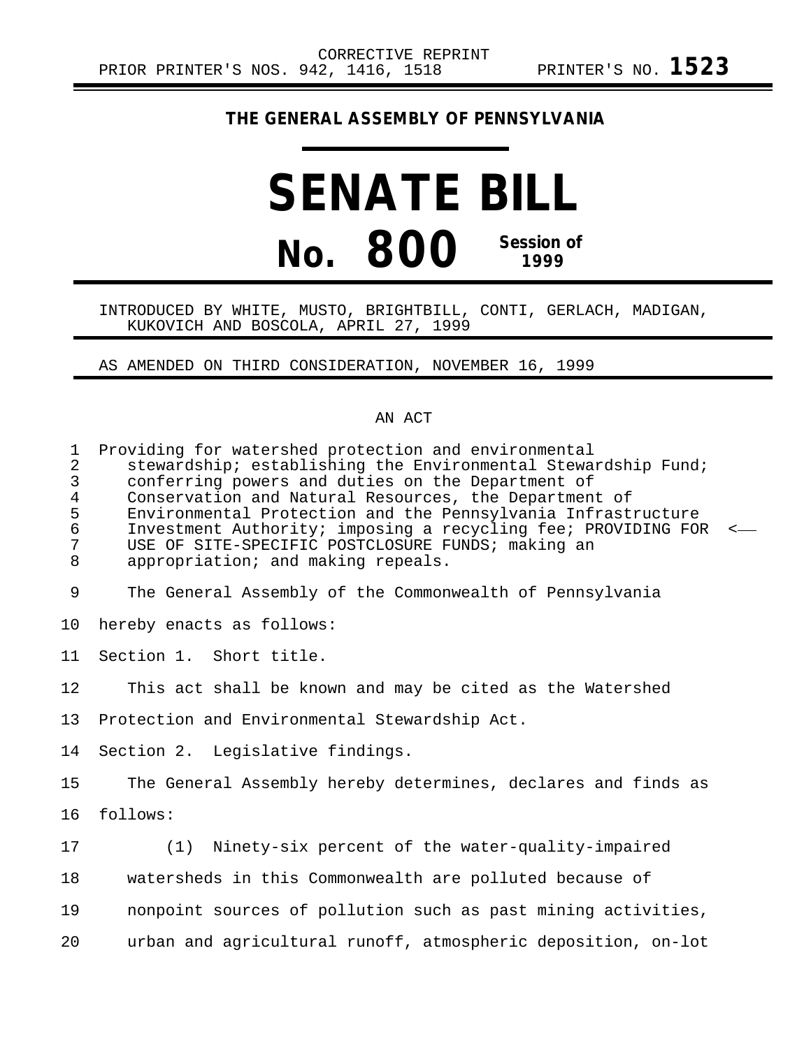CORRECTIVE REPRINT

PRIOR PRINTER'S NOS. 942, 1416, 1518 PRINTER'S NO. **1523**

**THE GENERAL ASSEMBLY OF PENNSYLVANIA**

# SENATE BILL

# No. 800

**Session of 1999**

INTRODUCED BY WHITE, MUSTO, BRIGHTBILL, CONTI, GERLACH, MADIGAN, KUKOVICH AND BOSCOLA, APRIL 27, 1999

AS AMENDED ON THIRD CONSIDERATION, NOVEMBER 16, 1999

AN ACT

Providing for watershed protection and environmental stewardship; establishing the Environmental Stewardship Fund; conferring powers and duties on the Department of Conservation and Natural Resources, the Department of Environmental Protection and the Pennsylvania Infrastructure Investment Authority; imposing a recycling fee; PROVIDING FOR USE OF SITE-SPECIFIC POSTCLOSURE FUNDS; making an appropriation; and making repeals.

The General Assembly of the Commonwealth of Pennsylvania hereby enacts as follows:

Section 1. Short title.

This act shall be known and may be cited as the Watershed Protection and Environmental Stewardship Act.

Section 2. Legislative findings.

The General Assembly hereby determines, declares and finds as follows:

(1) Ninety-six percent of the water-quality-impaired watersheds in this Commonwealth are polluted because of nonpoint sources of pollution such as past mining activities, urban and agricultural runoff, atmospheric deposition, on-lot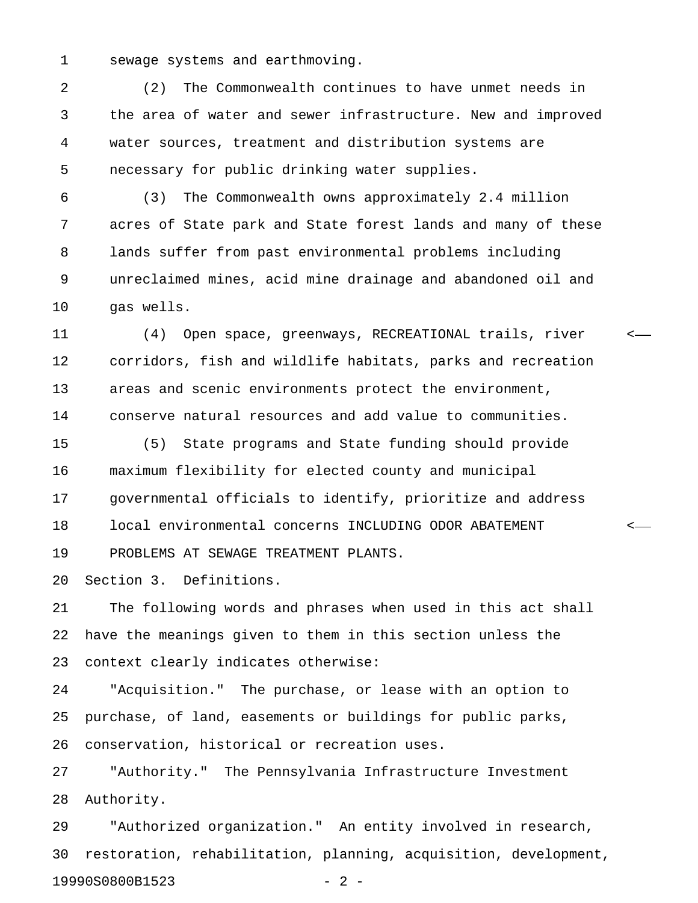sewage systems and earthmoving.

(2) The Commonwealth continues to have unmet needs in the area of water and sewer infrastructure. New and improved water sources, treatment and distribution systems are necessary for public drinking water supplies.

(3) The Commonwealth owns approximately 2.4 million acres of State park and State forest lands and many of these lands suffer from past environmental problems including unreclaimed mines, acid mine drainage and abandoned oil and gas wells.

(4) Open space, greenways, RECREATIONAL trails, river corridors, fish and wildlife habitats, parks and recreation areas and scenic environments protect the environment, conserve natural resources and add value to communities.

(5) State programs and State funding should provide maximum flexibility for elected county and municipal governmental officials to identify, prioritize and address local environmental concerns INCLUDING ODOR ABATEMENT PROBLEMS AT SEWAGE TREATMENT PLANTS.

Section 3. Definitions.

The following words and phrases when used in this act shall have the meanings given to them in this section unless the context clearly indicates otherwise:

"Acquisition." The purchase, or lease with an option to purchase, of land, easements or buildings for public parks, conservation, historical or recreation uses.

"Authority." The Pennsylvania Infrastructure Investment Authority.

"Authorized organization." An entity involved in research, restoration, rehabilitation, planning, acquisition, development,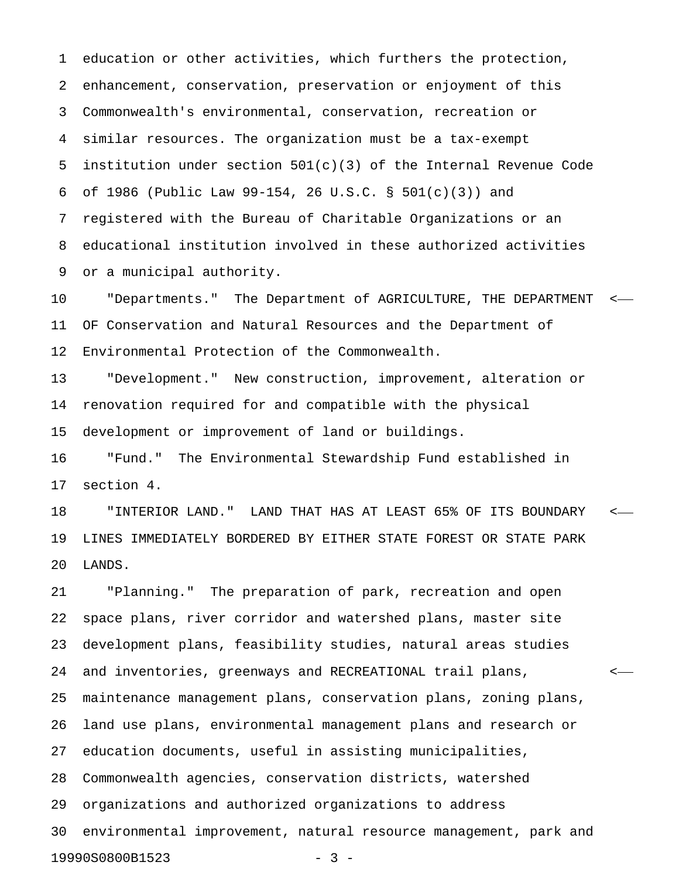education or other activities, which furthers the protection, enhancement, conservation, preservation or enjoyment of this Commonwealth's environmental, conservation, recreation or similar resources. The organization must be a tax-exempt institution under section 501(c)(3) of the Internal Revenue Code of 1986 (Public Law 99-154, 26 U.S.C. § 501(c)(3)) and registered with the Bureau of Charitable Organizations or an educational institution involved in these authorized activities or a municipal authority.

"Departments." The Department of AGRICULTURE, THE DEPARTMENT OF Conservation and Natural Resources and the Department of Environmental Protection of the Commonwealth.

"Development." New construction, improvement, alteration or renovation required for and compatible with the physical development or improvement of land or buildings.

"Fund." The Environmental Stewardship Fund established in section 4.

"INTERIOR LAND." LAND THAT HAS AT LEAST 65% OF ITS BOUNDARY LINES IMMEDIATELY BORDERED BY EITHER STATE FOREST OR STATE PARK LANDS.

"Planning." The preparation of park, recreation and open space plans, river corridor and watershed plans, master site development plans, feasibility studies, natural areas studies and inventories, greenways and RECREATIONAL trail plans, maintenance management plans, conservation plans, zoning plans, land use plans, environmental management plans and research or education documents, useful in assisting municipalities, Commonwealth agencies, conservation districts, watershed organizations and authorized organizations to address environmental improvement, natural resource management, park and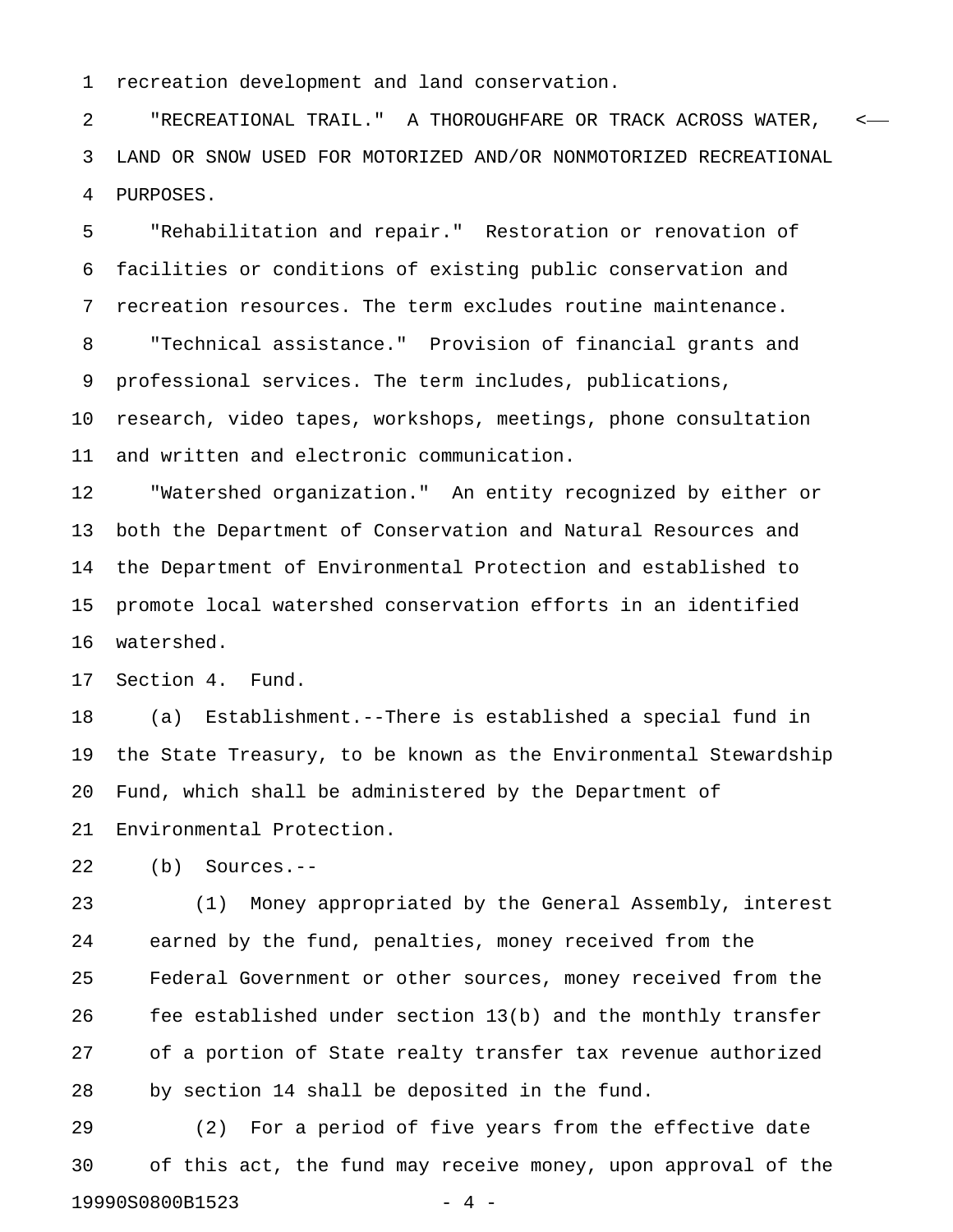recreation development and land conservation.

"RECREATIONAL TRAIL." A THOROUGHFARE OR TRACK ACROSS WATER, LAND OR SNOW USED FOR MOTORIZED AND/OR NONMOTORIZED RECREATIONAL PURPOSES.

"Rehabilitation and repair." Restoration or renovation of facilities or conditions of existing public conservation and recreation resources. The term excludes routine maintenance.

"Technical assistance." Provision of financial grants and professional services. The term includes, publications, research, video tapes, workshops, meetings, phone consultation and written and electronic communication.

"Watershed organization." An entity recognized by either or both the Department of Conservation and Natural Resources and the Department of Environmental Protection and established to promote local watershed conservation efforts in an identified watershed.

Section 4. Fund.

(a) Establishment.--There is established a special fund in the State Treasury, to be known as the Environmental Stewardship Fund, which shall be administered by the Department of Environmental Protection.

(b) Sources.--

(1) Money appropriated by the General Assembly, interest earned by the fund, penalties, money received from the Federal Government or other sources, money received from the fee established under section 13(b) and the monthly transfer of a portion of State realty transfer tax revenue authorized by section 14 shall be deposited in the fund.

(2) For a period of five years from the effective date of this act, the fund may receive money, upon approval of the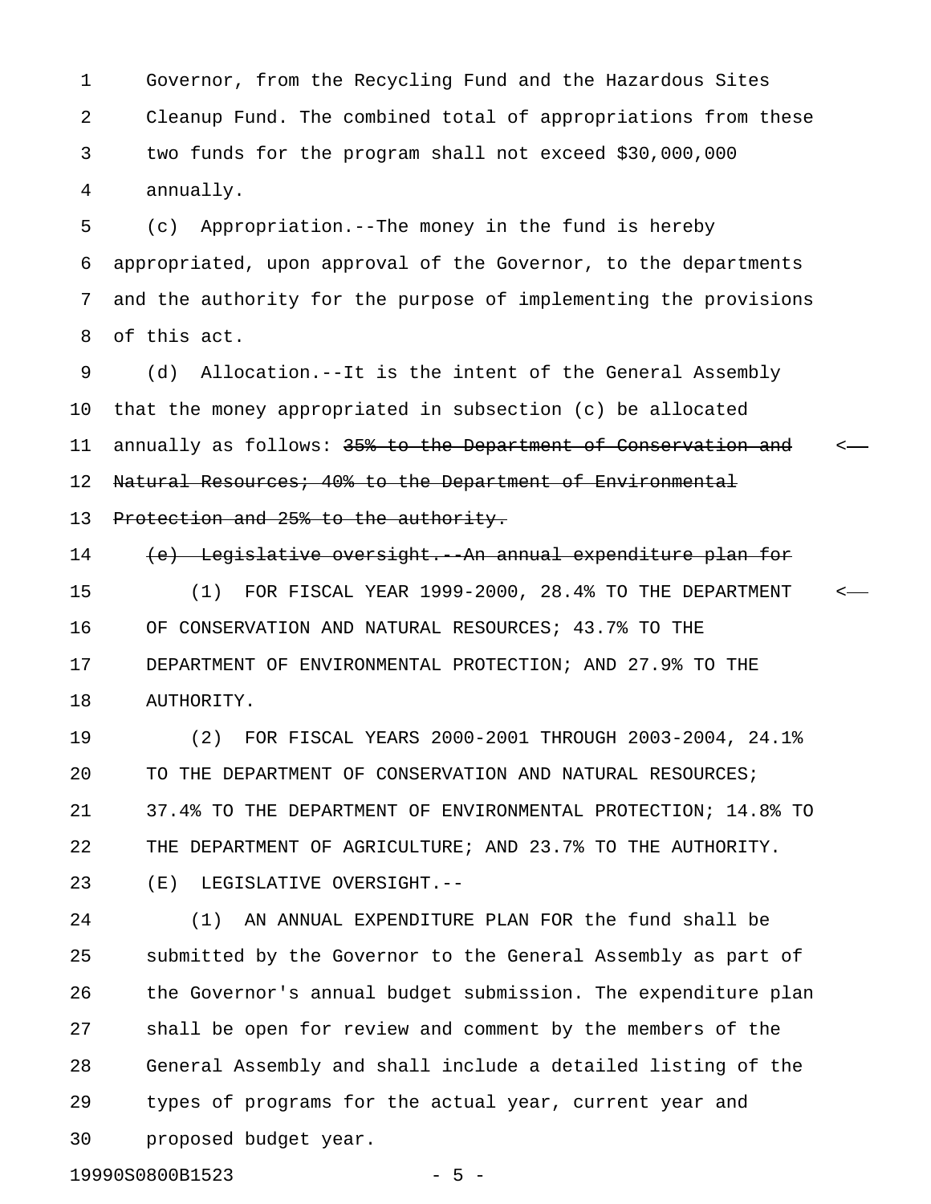Governor, from the Recycling Fund and the Hazardous Sites Cleanup Fund. The combined total of appropriations from these two funds for the program shall not exceed $30,000,000 annually.

(c) Appropriation.--The money in the fund is hereby appropriated, upon approval of the Governor, to the departments and the authority for the purpose of implementing the provisions of this act.

(d) Allocation.--It is the intent of the General Assembly that the money appropriated in subsection (c) be allocated annually as follows: ~~35% to the Department of Conservation and Natural Resources; 40% to the Department of Environmental Protection and 25% to the authority.~~

~~(e) Legislative oversight.--An annual expenditure plan for~~

(1) FOR FISCAL YEAR 1999-2000, 28.4% TO THE DEPARTMENT OF CONSERVATION AND NATURAL RESOURCES; 43.7% TO THE DEPARTMENT OF ENVIRONMENTAL PROTECTION; AND 27.9% TO THE AUTHORITY.

(2) FOR FISCAL YEARS 2000-2001 THROUGH 2003-2004, 24.1% TO THE DEPARTMENT OF CONSERVATION AND NATURAL RESOURCES; 37.4% TO THE DEPARTMENT OF ENVIRONMENTAL PROTECTION; 14.8% TO THE DEPARTMENT OF AGRICULTURE; AND 23.7% TO THE AUTHORITY.

(E) LEGISLATIVE OVERSIGHT.--

(1) AN ANNUAL EXPENDITURE PLAN FOR the fund shall be submitted by the Governor to the General Assembly as part of the Governor's annual budget submission. The expenditure plan shall be open for review and comment by the members of the General Assembly and shall include a detailed listing of the types of programs for the actual year, current year and proposed budget year.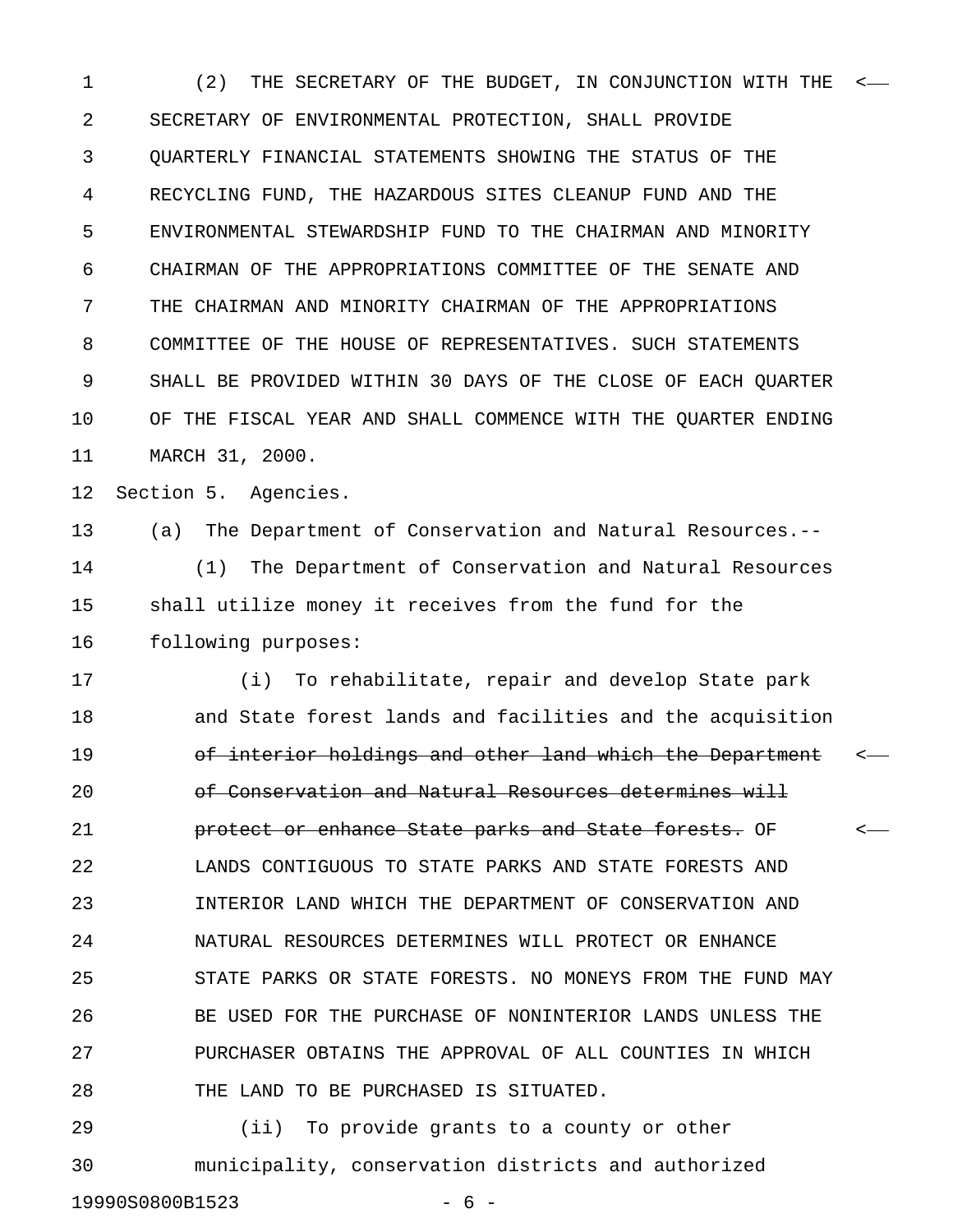(2) THE SECRETARY OF THE BUDGET, IN CONJUNCTION WITH THE SECRETARY OF ENVIRONMENTAL PROTECTION, SHALL PROVIDE QUARTERLY FINANCIAL STATEMENTS SHOWING THE STATUS OF THE RECYCLING FUND, THE HAZARDOUS SITES CLEANUP FUND AND THE ENVIRONMENTAL STEWARDSHIP FUND TO THE CHAIRMAN AND MINORITY CHAIRMAN OF THE APPROPRIATIONS COMMITTEE OF THE SENATE AND THE CHAIRMAN AND MINORITY CHAIRMAN OF THE APPROPRIATIONS COMMITTEE OF THE HOUSE OF REPRESENTATIVES. SUCH STATEMENTS SHALL BE PROVIDED WITHIN 30 DAYS OF THE CLOSE OF EACH QUARTER OF THE FISCAL YEAR AND SHALL COMMENCE WITH THE QUARTER ENDING MARCH 31, 2000.

Section 5. Agencies.

(a) The Department of Conservation and Natural Resources.--

(1) The Department of Conservation and Natural Resources shall utilize money it receives from the fund for the following purposes:

(i) To rehabilitate, repair and develop State park and State forest lands and facilities and the acquisition ~~of interior holdings and other land which the Department of Conservation and Natural Resources determines will protect or enhance State parks and State forests.~~ OF LANDS CONTIGUOUS TO STATE PARKS AND STATE FORESTS AND INTERIOR LAND WHICH THE DEPARTMENT OF CONSERVATION AND NATURAL RESOURCES DETERMINES WILL PROTECT OR ENHANCE STATE PARKS OR STATE FORESTS. NO MONEYS FROM THE FUND MAY BE USED FOR THE PURCHASE OF NONINTERIOR LANDS UNLESS THE PURCHASER OBTAINS THE APPROVAL OF ALL COUNTIES IN WHICH THE LAND TO BE PURCHASED IS SITUATED.

(ii) To provide grants to a county or other municipality, conservation districts and authorized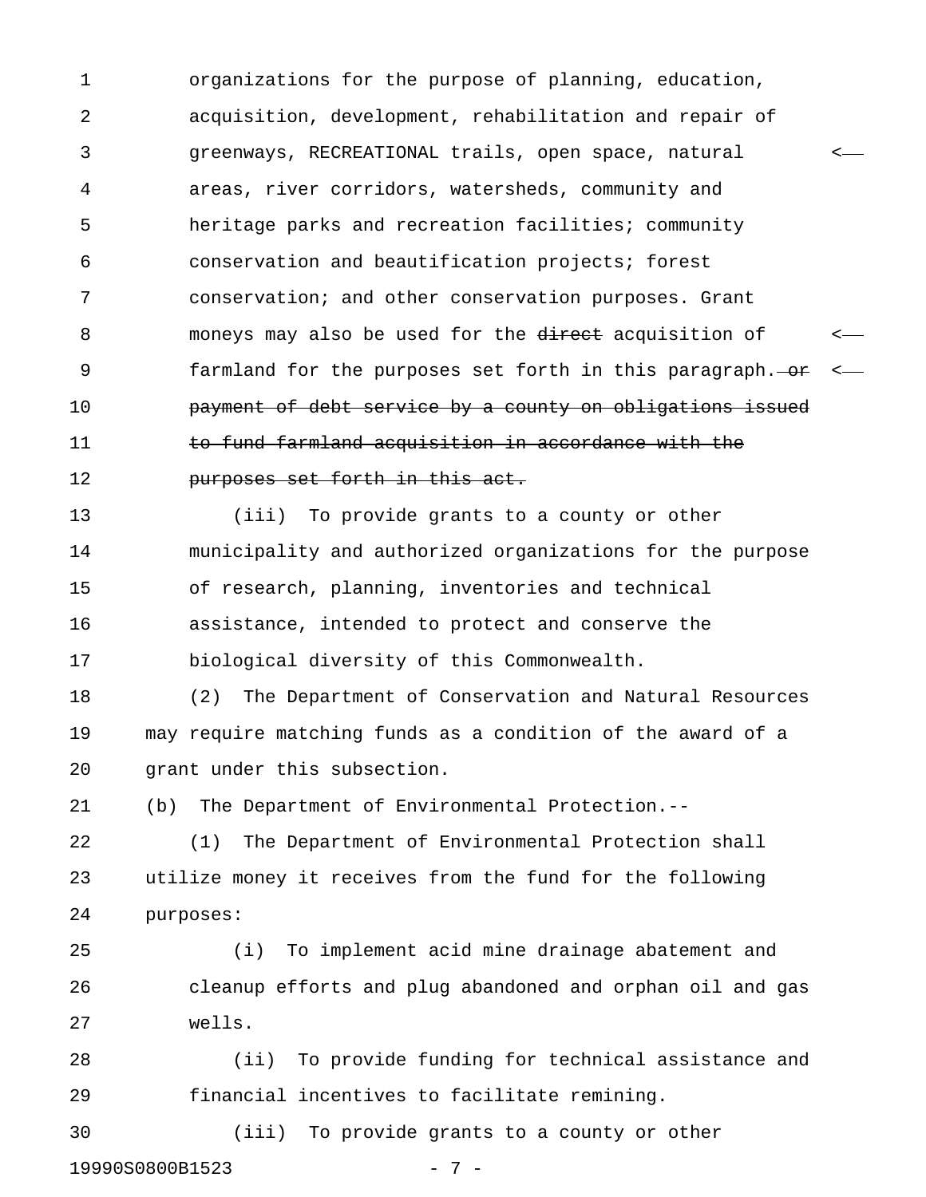organizations for the purpose of planning, education, acquisition, development, rehabilitation and repair of greenways, RECREATIONAL trails, open space, natural areas, river corridors, watersheds, community and heritage parks and recreation facilities; community conservation and beautification projects; forest conservation; and other conservation purposes. Grant moneys may also be used for the ~~direct~~ acquisition of farmland for the purposes set forth in this paragraph. ~~or payment of debt service by a county on obligations issued to fund farmland acquisition in accordance with the purposes set forth in this act.~~

(iii) To provide grants to a county or other municipality and authorized organizations for the purpose of research, planning, inventories and technical assistance, intended to protect and conserve the biological diversity of this Commonwealth.

(2) The Department of Conservation and Natural Resources may require matching funds as a condition of the award of a grant under this subsection.

(b) The Department of Environmental Protection.--

(1) The Department of Environmental Protection shall utilize money it receives from the fund for the following purposes:

(i) To implement acid mine drainage abatement and cleanup efforts and plug abandoned and orphan oil and gas wells.

(ii) To provide funding for technical assistance and financial incentives to facilitate remining.

(iii) To provide grants to a county or other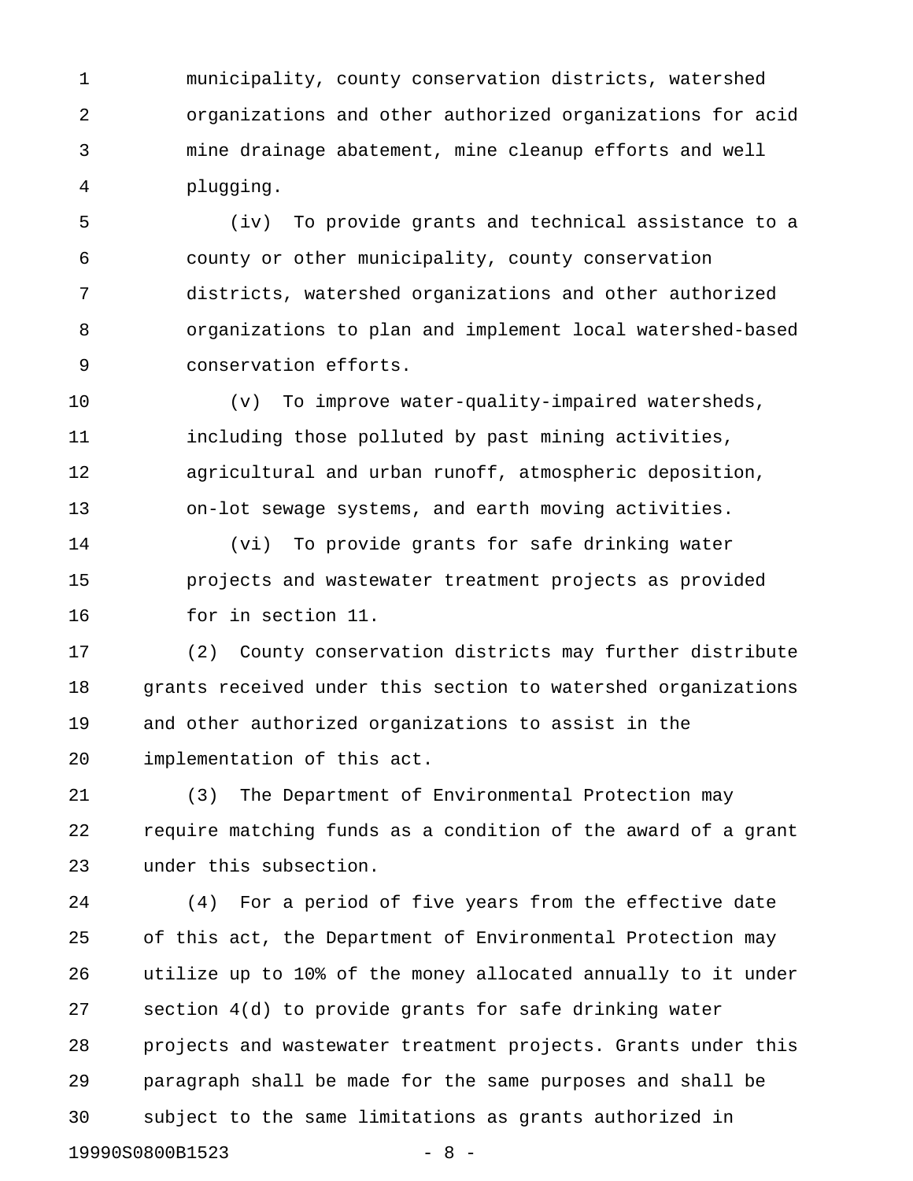municipality, county conservation districts, watershed organizations and other authorized organizations for acid mine drainage abatement, mine cleanup efforts and well plugging.

(iv) To provide grants and technical assistance to a county or other municipality, county conservation districts, watershed organizations and other authorized organizations to plan and implement local watershed-based conservation efforts.

(v) To improve water-quality-impaired watersheds, including those polluted by past mining activities, agricultural and urban runoff, atmospheric deposition, on-lot sewage systems, and earth moving activities.

(vi) To provide grants for safe drinking water projects and wastewater treatment projects as provided for in section 11.

(2) County conservation districts may further distribute grants received under this section to watershed organizations and other authorized organizations to assist in the implementation of this act.

(3) The Department of Environmental Protection may require matching funds as a condition of the award of a grant under this subsection.

(4) For a period of five years from the effective date of this act, the Department of Environmental Protection may utilize up to 10% of the money allocated annually to it under section 4(d) to provide grants for safe drinking water projects and wastewater treatment projects. Grants under this paragraph shall be made for the same purposes and shall be subject to the same limitations as grants authorized in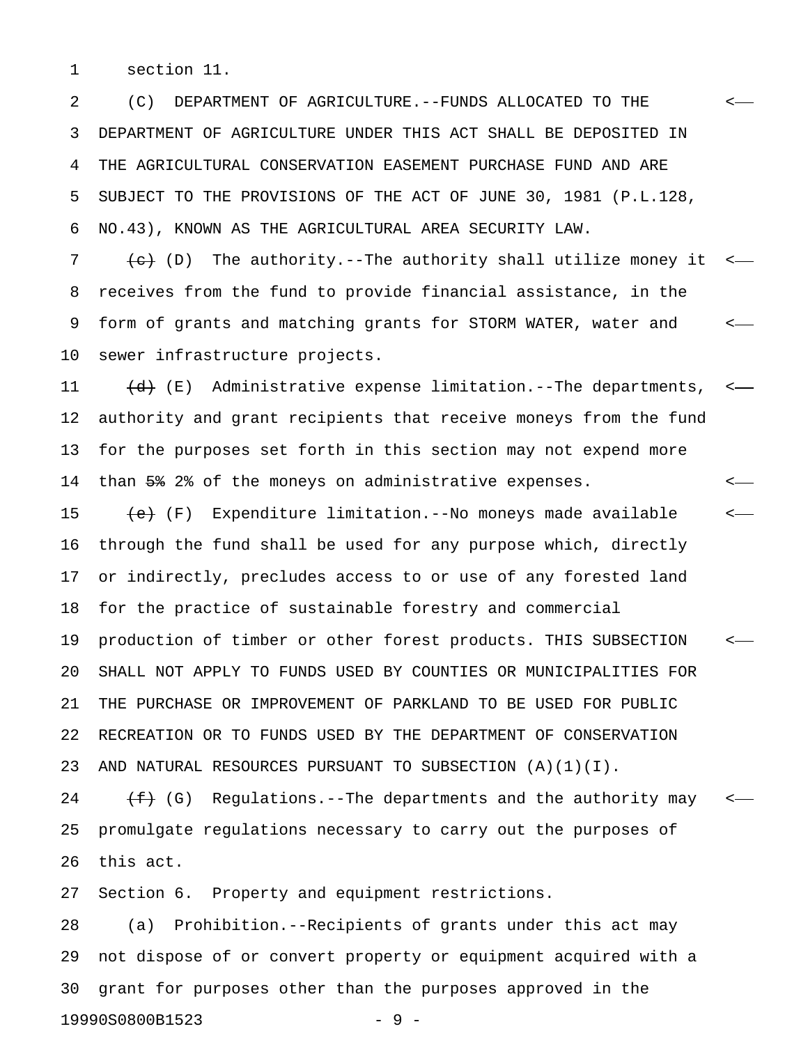section 11.

(C) DEPARTMENT OF AGRICULTURE.--FUNDS ALLOCATED TO THE DEPARTMENT OF AGRICULTURE UNDER THIS ACT SHALL BE DEPOSITED IN THE AGRICULTURAL CONSERVATION EASEMENT PURCHASE FUND AND ARE SUBJECT TO THE PROVISIONS OF THE ACT OF JUNE 30, 1981 (P.L.128, NO.43), KNOWN AS THE AGRICULTURAL AREA SECURITY LAW.

~~(c)~~ (D) The authority.--The authority shall utilize money it receives from the fund to provide financial assistance, in the form of grants and matching grants for STORM WATER, water and sewer infrastructure projects.

~~(d)~~ (E) Administrative expense limitation.--The departments, authority and grant recipients that receive moneys from the fund for the purposes set forth in this section may not expend more than ~~5%~~ 2% of the moneys on administrative expenses.

~~(e)~~ (F) Expenditure limitation.--No moneys made available through the fund shall be used for any purpose which, directly or indirectly, precludes access to or use of any forested land for the practice of sustainable forestry and commercial production of timber or other forest products. THIS SUBSECTION SHALL NOT APPLY TO FUNDS USED BY COUNTIES OR MUNICIPALITIES FOR THE PURCHASE OR IMPROVEMENT OF PARKLAND TO BE USED FOR PUBLIC RECREATION OR TO FUNDS USED BY THE DEPARTMENT OF CONSERVATION AND NATURAL RESOURCES PURSUANT TO SUBSECTION (A)(1)(I).

~~(f)~~ (G) Regulations.--The departments and the authority may promulgate regulations necessary to carry out the purposes of this act.

Section 6. Property and equipment restrictions.

(a) Prohibition.--Recipients of grants under this act may not dispose of or convert property or equipment acquired with a grant for purposes other than the purposes approved in the

19990S0800B1523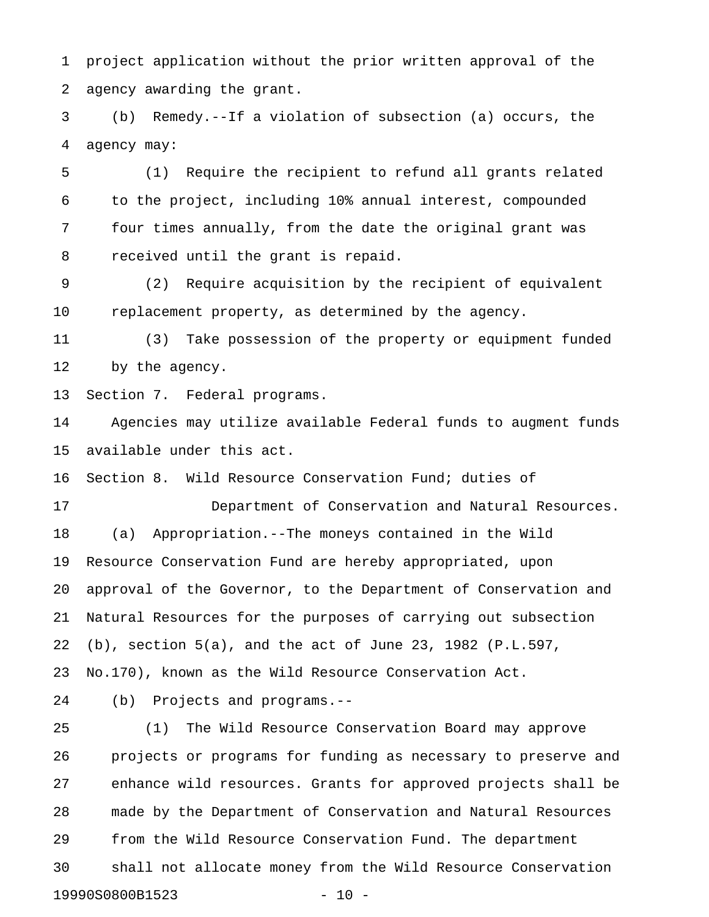project application without the prior written approval of the agency awarding the grant.

(b) Remedy.--If a violation of subsection (a) occurs, the agency may:

(1) Require the recipient to refund all grants related to the project, including 10% annual interest, compounded four times annually, from the date the original grant was received until the grant is repaid.

(2) Require acquisition by the recipient of equivalent replacement property, as determined by the agency.

(3) Take possession of the property or equipment funded by the agency.

Section 7. Federal programs.

Agencies may utilize available Federal funds to augment funds available under this act.

Section 8. Wild Resource Conservation Fund; duties of Department of Conservation and Natural Resources.

(a) Appropriation.--The moneys contained in the Wild Resource Conservation Fund are hereby appropriated, upon approval of the Governor, to the Department of Conservation and Natural Resources for the purposes of carrying out subsection (b), section 5(a), and the act of June 23, 1982 (P.L.597, No.170), known as the Wild Resource Conservation Act.

(b) Projects and programs.--

(1) The Wild Resource Conservation Board may approve projects or programs for funding as necessary to preserve and enhance wild resources. Grants for approved projects shall be made by the Department of Conservation and Natural Resources from the Wild Resource Conservation Fund. The department shall not allocate money from the Wild Resource Conservation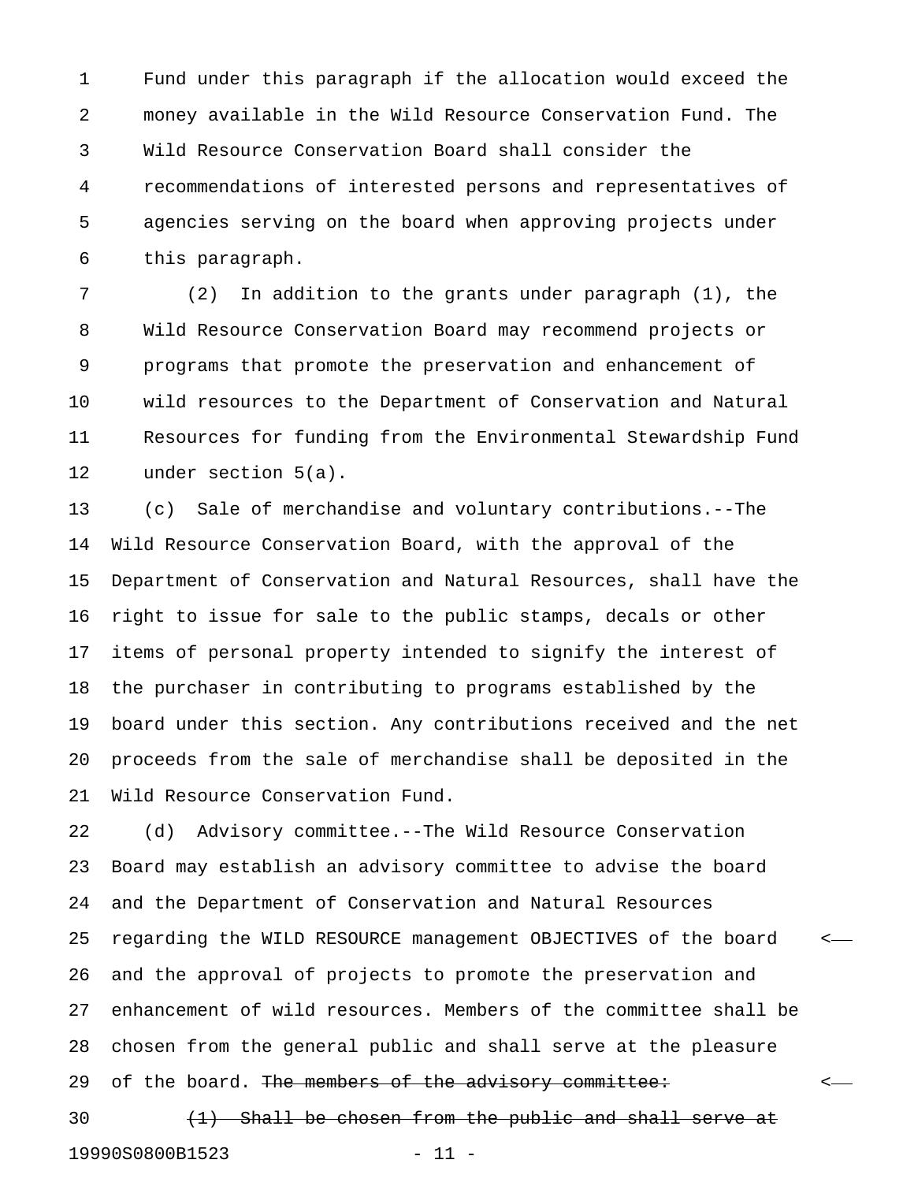Fund under this paragraph if the allocation would exceed the money available in the Wild Resource Conservation Fund. The Wild Resource Conservation Board shall consider the recommendations of interested persons and representatives of agencies serving on the board when approving projects under this paragraph.

(2) In addition to the grants under paragraph (1), the Wild Resource Conservation Board may recommend projects or programs that promote the preservation and enhancement of wild resources to the Department of Conservation and Natural Resources for funding from the Environmental Stewardship Fund under section 5(a).

(c) Sale of merchandise and voluntary contributions.--The Wild Resource Conservation Board, with the approval of the Department of Conservation and Natural Resources, shall have the right to issue for sale to the public stamps, decals or other items of personal property intended to signify the interest of the purchaser in contributing to programs established by the board under this section. Any contributions received and the net proceeds from the sale of merchandise shall be deposited in the Wild Resource Conservation Fund.

(d) Advisory committee.--The Wild Resource Conservation Board may establish an advisory committee to advise the board and the Department of Conservation and Natural Resources regarding the WILD RESOURCE management OBJECTIVES of the board and the approval of projects to promote the preservation and enhancement of wild resources. Members of the committee shall be chosen from the general public and shall serve at the pleasure of the board. ~~The members of the advisory committee:~~

~~(1) Shall be chosen from the public and shall serve at~~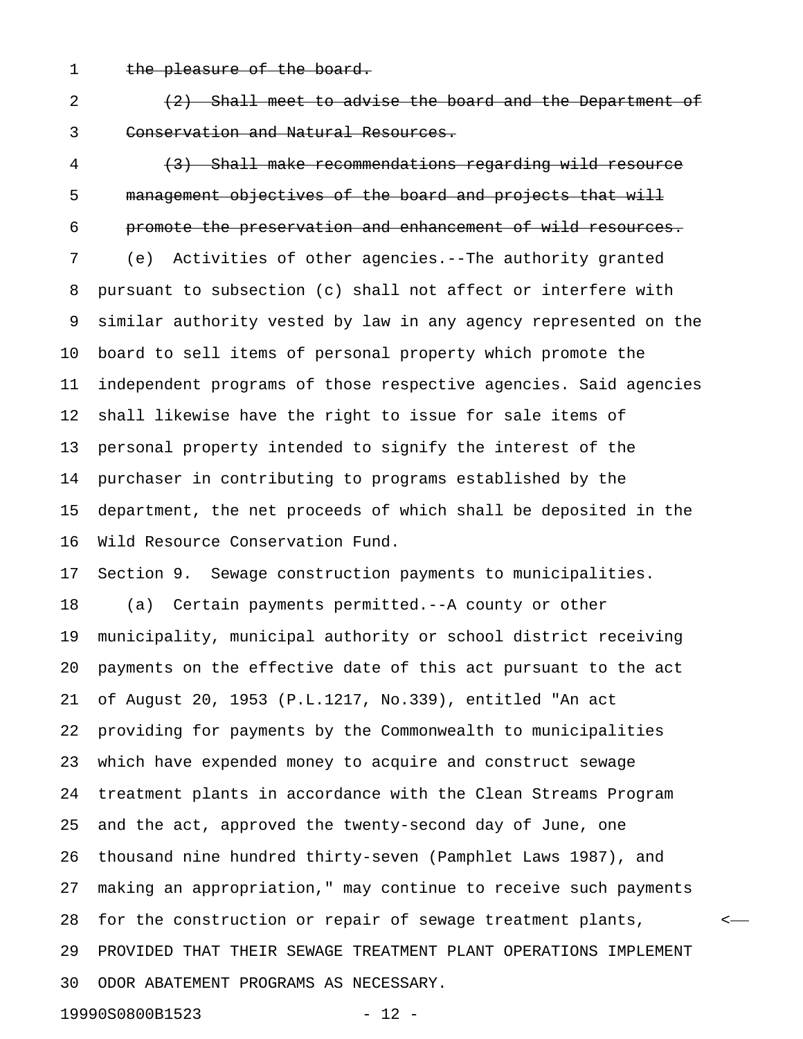~~the pleasure of the board.~~

~~(2) Shall meet to advise the board and the Department of Conservation and Natural Resources.~~

~~(3) Shall make recommendations regarding wild resource management objectives of the board and projects that will promote the preservation and enhancement of wild resources.~~

(e) Activities of other agencies.--The authority granted pursuant to subsection (c) shall not affect or interfere with similar authority vested by law in any agency represented on the board to sell items of personal property which promote the independent programs of those respective agencies. Said agencies shall likewise have the right to issue for sale items of personal property intended to signify the interest of the purchaser in contributing to programs established by the department, the net proceeds of which shall be deposited in the Wild Resource Conservation Fund.

Section 9. Sewage construction payments to municipalities.

(a) Certain payments permitted.--A county or other municipality, municipal authority or school district receiving payments on the effective date of this act pursuant to the act of August 20, 1953 (P.L.1217, No.339), entitled "An act providing for payments by the Commonwealth to municipalities which have expended money to acquire and construct sewage treatment plants in accordance with the Clean Streams Program and the act, approved the twenty-second day of June, one thousand nine hundred thirty-seven (Pamphlet Laws 1987), and making an appropriation," may continue to receive such payments for the construction or repair of sewage treatment plants, PROVIDED THAT THEIR SEWAGE TREATMENT PLANT OPERATIONS IMPLEMENT ODOR ABATEMENT PROGRAMS AS NECESSARY.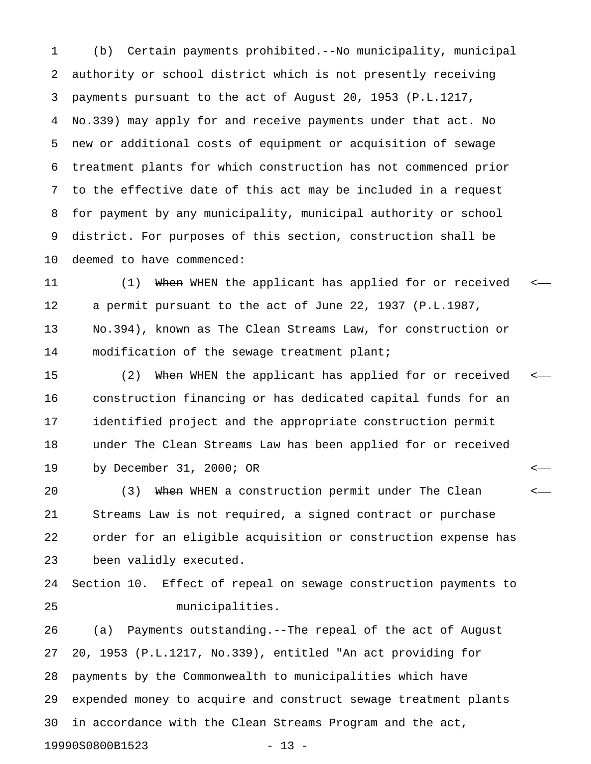(b) Certain payments prohibited.--No municipality, municipal authority or school district which is not presently receiving payments pursuant to the act of August 20, 1953 (P.L.1217, No.339) may apply for and receive payments under that act. No new or additional costs of equipment or acquisition of sewage treatment plants for which construction has not commenced prior to the effective date of this act may be included in a request for payment by any municipality, municipal authority or school district. For purposes of this section, construction shall be deemed to have commenced:

(1) ~~When~~ WHEN the applicant has applied for or received a permit pursuant to the act of June 22, 1937 (P.L.1987, No.394), known as The Clean Streams Law, for construction or modification of the sewage treatment plant;

(2) ~~When~~ WHEN the applicant has applied for or received construction financing or has dedicated capital funds for an identified project and the appropriate construction permit under The Clean Streams Law has been applied for or received by December 31, 2000; OR

(3) ~~When~~ WHEN a construction permit under The Clean Streams Law is not required, a signed contract or purchase order for an eligible acquisition or construction expense has been validly executed.

Section 10. Effect of repeal on sewage construction payments to municipalities.

(a) Payments outstanding.--The repeal of the act of August 20, 1953 (P.L.1217, No.339), entitled "An act providing for payments by the Commonwealth to municipalities which have expended money to acquire and construct sewage treatment plants in accordance with the Clean Streams Program and the act,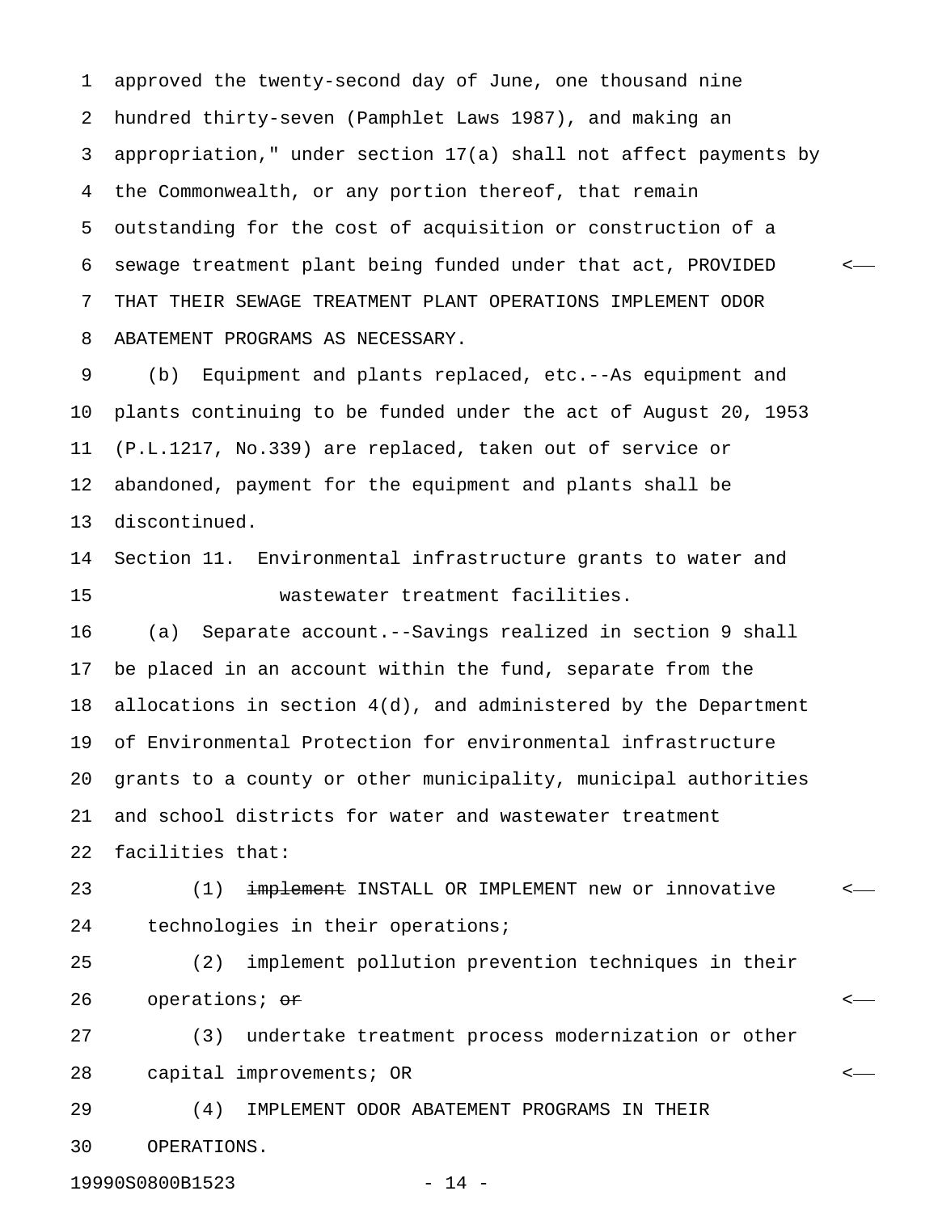approved the twenty-second day of June, one thousand nine hundred thirty-seven (Pamphlet Laws 1987), and making an appropriation," under section 17(a) shall not affect payments by the Commonwealth, or any portion thereof, that remain outstanding for the cost of acquisition or construction of a sewage treatment plant being funded under that act, PROVIDED THAT THEIR SEWAGE TREATMENT PLANT OPERATIONS IMPLEMENT ODOR ABATEMENT PROGRAMS AS NECESSARY.

(b) Equipment and plants replaced, etc.--As equipment and plants continuing to be funded under the act of August 20, 1953 (P.L.1217, No.339) are replaced, taken out of service or abandoned, payment for the equipment and plants shall be discontinued.

Section 11. Environmental infrastructure grants to water and wastewater treatment facilities.

(a) Separate account.--Savings realized in section 9 shall be placed in an account within the fund, separate from the allocations in section 4(d), and administered by the Department of Environmental Protection for environmental infrastructure grants to a county or other municipality, municipal authorities and school districts for water and wastewater treatment facilities that:

(1) ~~implement~~ INSTALL OR IMPLEMENT new or innovative technologies in their operations;

(2) implement pollution prevention techniques in their operations; ~~or~~

(3) undertake treatment process modernization or other capital improvements; OR

(4) IMPLEMENT ODOR ABATEMENT PROGRAMS IN THEIR OPERATIONS.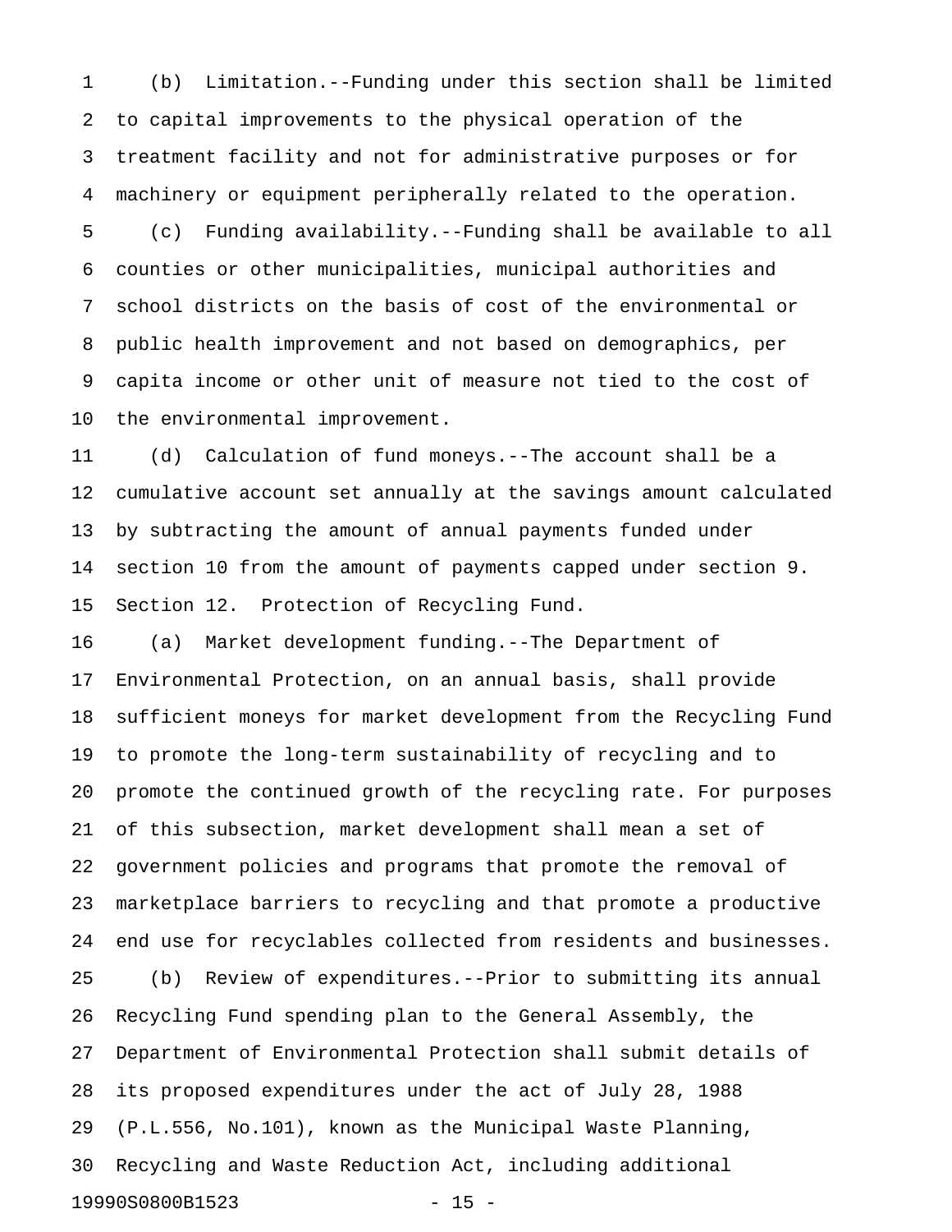(b) Limitation.--Funding under this section shall be limited to capital improvements to the physical operation of the treatment facility and not for administrative purposes or for machinery or equipment peripherally related to the operation.

(c) Funding availability.--Funding shall be available to all counties or other municipalities, municipal authorities and school districts on the basis of cost of the environmental or public health improvement and not based on demographics, per capita income or other unit of measure not tied to the cost of the environmental improvement.

(d) Calculation of fund moneys.--The account shall be a cumulative account set annually at the savings amount calculated by subtracting the amount of annual payments funded under section 10 from the amount of payments capped under section 9.

Section 12. Protection of Recycling Fund.

(a) Market development funding.--The Department of Environmental Protection, on an annual basis, shall provide sufficient moneys for market development from the Recycling Fund to promote the long-term sustainability of recycling and to promote the continued growth of the recycling rate. For purposes of this subsection, market development shall mean a set of government policies and programs that promote the removal of marketplace barriers to recycling and that promote a productive end use for recyclables collected from residents and businesses.

(b) Review of expenditures.--Prior to submitting its annual Recycling Fund spending plan to the General Assembly, the Department of Environmental Protection shall submit details of its proposed expenditures under the act of July 28, 1988 (P.L.556, No.101), known as the Municipal Waste Planning, Recycling and Waste Reduction Act, including additional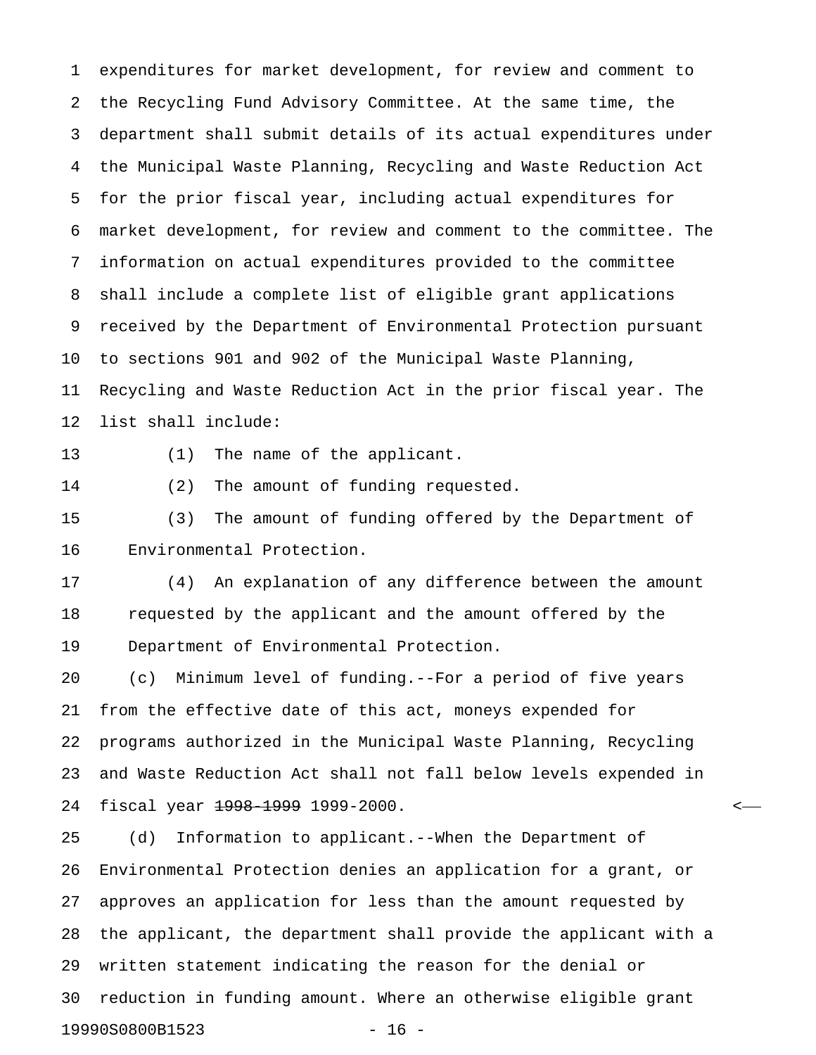expenditures for market development, for review and comment to the Recycling Fund Advisory Committee. At the same time, the department shall submit details of its actual expenditures under the Municipal Waste Planning, Recycling and Waste Reduction Act for the prior fiscal year, including actual expenditures for market development, for review and comment to the committee. The information on actual expenditures provided to the committee shall include a complete list of eligible grant applications received by the Department of Environmental Protection pursuant to sections 901 and 902 of the Municipal Waste Planning, Recycling and Waste Reduction Act in the prior fiscal year. The list shall include:

(1) The name of the applicant.

(2) The amount of funding requested.

(3) The amount of funding offered by the Department of Environmental Protection.

(4) An explanation of any difference between the amount requested by the applicant and the amount offered by the Department of Environmental Protection.

(c) Minimum level of funding.--For a period of five years from the effective date of this act, moneys expended for programs authorized in the Municipal Waste Planning, Recycling and Waste Reduction Act shall not fall below levels expended in fiscal year ~~1998-1999~~ 1999-2000.

(d) Information to applicant.--When the Department of Environmental Protection denies an application for a grant, or approves an application for less than the amount requested by the applicant, the department shall provide the applicant with a written statement indicating the reason for the denial or reduction in funding amount. Where an otherwise eligible grant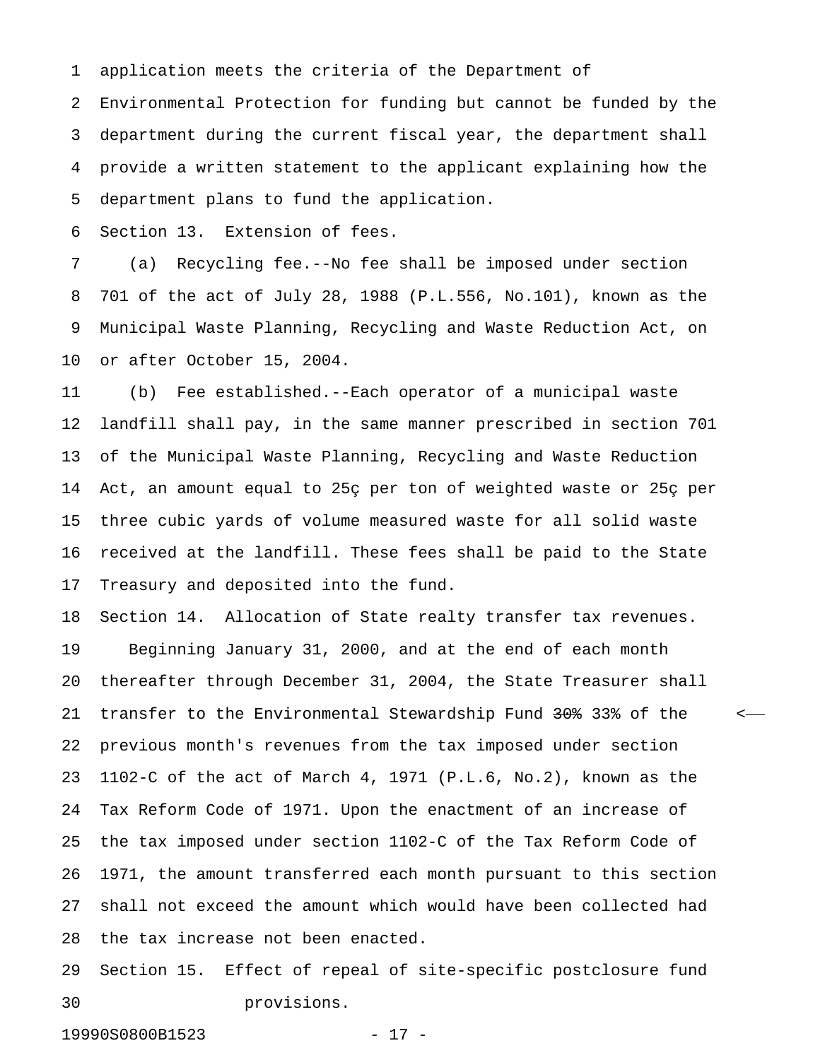application meets the criteria of the Department of Environmental Protection for funding but cannot be funded by the department during the current fiscal year, the department shall provide a written statement to the applicant explaining how the department plans to fund the application.

Section 13. Extension of fees.

(a) Recycling fee.--No fee shall be imposed under section 701 of the act of July 28, 1988 (P.L.556, No.101), known as the Municipal Waste Planning, Recycling and Waste Reduction Act, on or after October 15, 2004.

(b) Fee established.--Each operator of a municipal waste landfill shall pay, in the same manner prescribed in section 701 of the Municipal Waste Planning, Recycling and Waste Reduction Act, an amount equal to 25¢ per ton of weighted waste or 25¢ per three cubic yards of volume measured waste for all solid waste received at the landfill. These fees shall be paid to the State Treasury and deposited into the fund.

Section 14. Allocation of State realty transfer tax revenues.

Beginning January 31, 2000, and at the end of each month thereafter through December 31, 2004, the State Treasurer shall transfer to the Environmental Stewardship Fund ~~30%~~ 33% of the previous month's revenues from the tax imposed under section 1102-C of the act of March 4, 1971 (P.L.6, No.2), known as the Tax Reform Code of 1971. Upon the enactment of an increase of the tax imposed under section 1102-C of the Tax Reform Code of 1971, the amount transferred each month pursuant to this section shall not exceed the amount which would have been collected had the tax increase not been enacted.

Section 15. Effect of repeal of site-specific postclosure fund provisions.

19990S0800B1523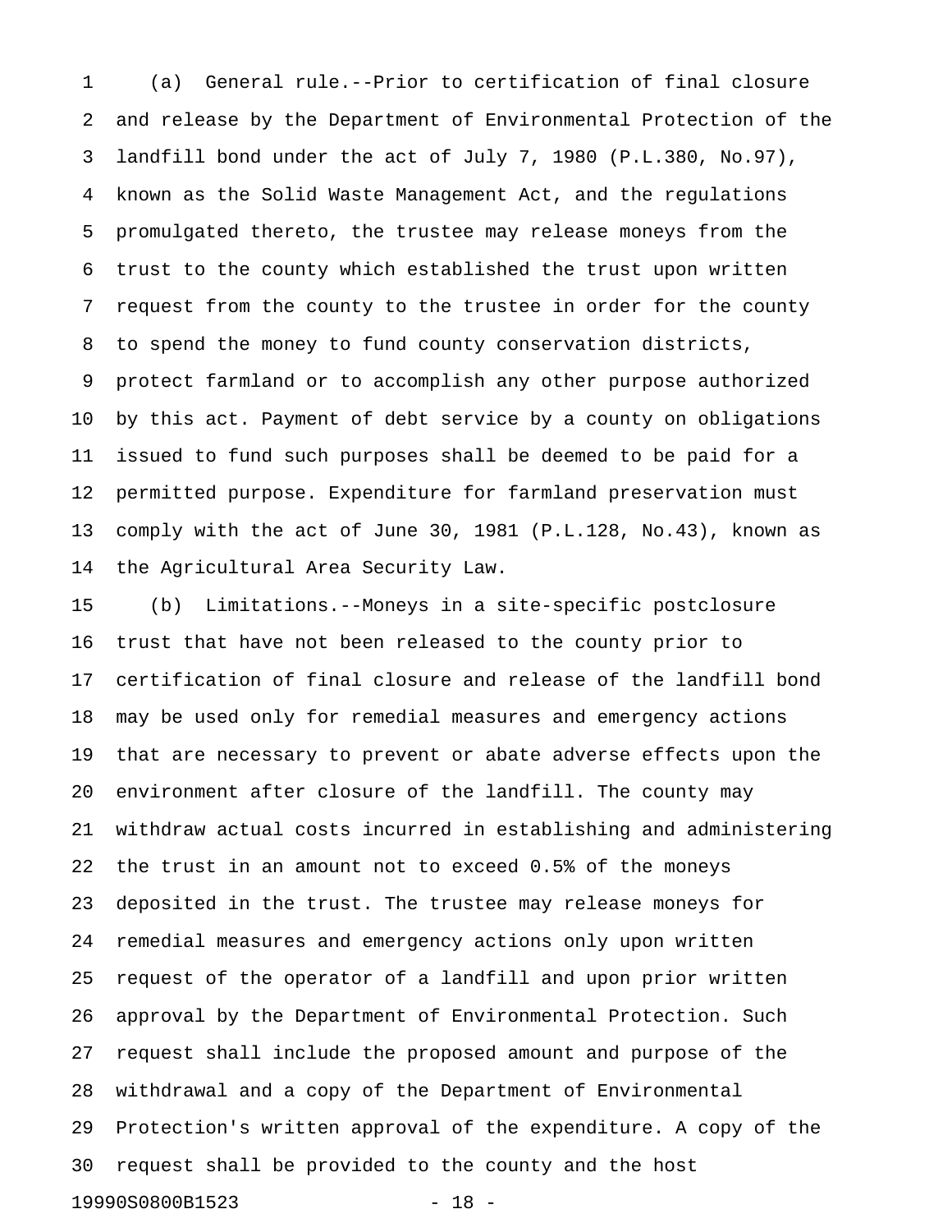(a) General rule.--Prior to certification of final closure and release by the Department of Environmental Protection of the landfill bond under the act of July 7, 1980 (P.L.380, No.97), known as the Solid Waste Management Act, and the regulations promulgated thereto, the trustee may release moneys from the trust to the county which established the trust upon written request from the county to the trustee in order for the county to spend the money to fund county conservation districts, protect farmland or to accomplish any other purpose authorized by this act. Payment of debt service by a county on obligations issued to fund such purposes shall be deemed to be paid for a permitted purpose. Expenditure for farmland preservation must comply with the act of June 30, 1981 (P.L.128, No.43), known as the Agricultural Area Security Law.

(b) Limitations.--Moneys in a site-specific postclosure trust that have not been released to the county prior to certification of final closure and release of the landfill bond may be used only for remedial measures and emergency actions that are necessary to prevent or abate adverse effects upon the environment after closure of the landfill. The county may withdraw actual costs incurred in establishing and administering the trust in an amount not to exceed 0.5% of the moneys deposited in the trust. The trustee may release moneys for remedial measures and emergency actions only upon written request of the operator of a landfill and upon prior written approval by the Department of Environmental Protection. Such request shall include the proposed amount and purpose of the withdrawal and a copy of the Department of Environmental Protection's written approval of the expenditure. A copy of the request shall be provided to the county and the host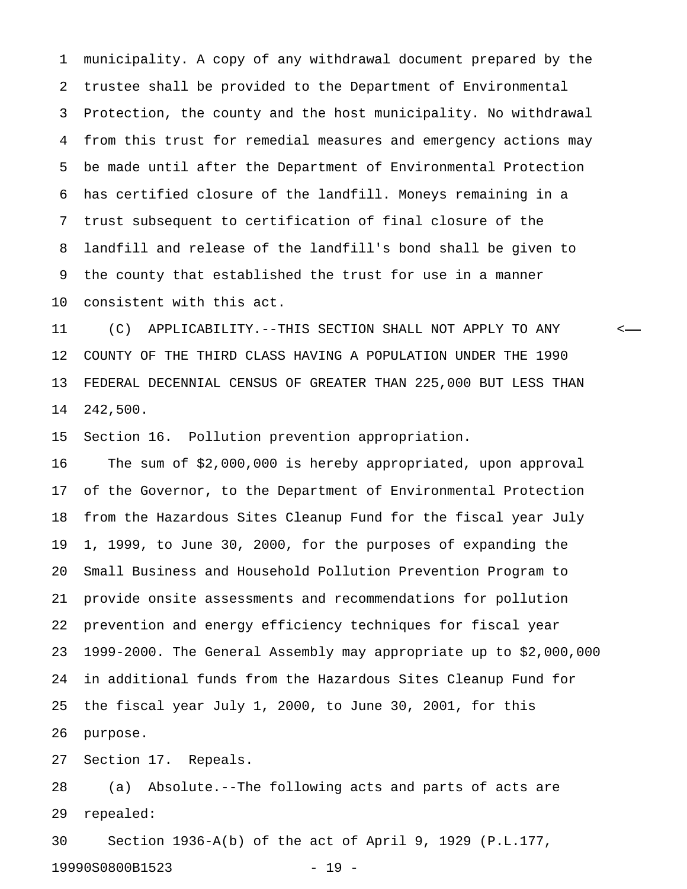municipality. A copy of any withdrawal document prepared by the trustee shall be provided to the Department of Environmental Protection, the county and the host municipality. No withdrawal from this trust for remedial measures and emergency actions may be made until after the Department of Environmental Protection has certified closure of the landfill. Moneys remaining in a trust subsequent to certification of final closure of the landfill and release of the landfill's bond shall be given to the county that established the trust for use in a manner consistent with this act.

(C) APPLICABILITY.--THIS SECTION SHALL NOT APPLY TO ANY COUNTY OF THE THIRD CLASS HAVING A POPULATION UNDER THE 1990 FEDERAL DECENNIAL CENSUS OF GREATER THAN 225,000 BUT LESS THAN 242,500.

Section 16. Pollution prevention appropriation.

The sum of $2,000,000 is hereby appropriated, upon approval of the Governor, to the Department of Environmental Protection from the Hazardous Sites Cleanup Fund for the fiscal year July 1, 1999, to June 30, 2000, for the purposes of expanding the Small Business and Household Pollution Prevention Program to provide onsite assessments and recommendations for pollution prevention and energy efficiency techniques for fiscal year 1999-2000. The General Assembly may appropriate up to $2,000,000 in additional funds from the Hazardous Sites Cleanup Fund for the fiscal year July 1, 2000, to June 30, 2001, for this purpose.

Section 17. Repeals.

(a) Absolute.--The following acts and parts of acts are repealed:

Section 1936-A(b) of the act of April 9, 1929 (P.L.177,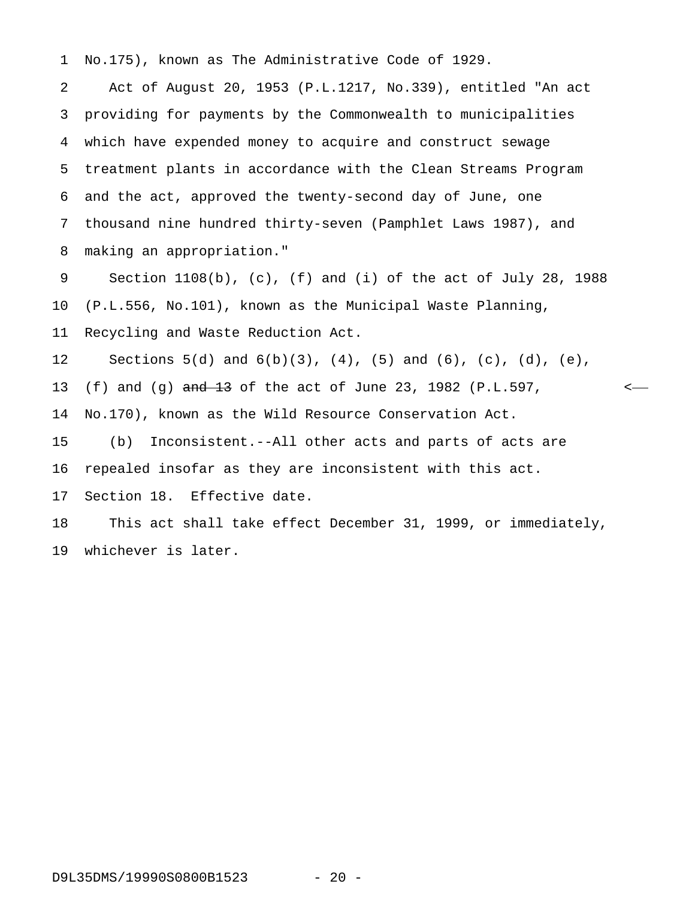No.175), known as The Administrative Code of 1929.

Act of August 20, 1953 (P.L.1217, No.339), entitled "An act providing for payments by the Commonwealth to municipalities which have expended money to acquire and construct sewage treatment plants in accordance with the Clean Streams Program and the act, approved the twenty-second day of June, one thousand nine hundred thirty-seven (Pamphlet Laws 1987), and making an appropriation."

Section 1108(b), (c), (f) and (i) of the act of July 28, 1988 (P.L.556, No.101), known as the Municipal Waste Planning, Recycling and Waste Reduction Act.

Sections 5(d) and 6(b)(3), (4), (5) and (6), (c), (d), (e), (f) and (g) ~~and 13~~ of the act of June 23, 1982 (P.L.597, No.170), known as the Wild Resource Conservation Act.

(b) Inconsistent.--All other acts and parts of acts are repealed insofar as they are inconsistent with this act.

Section 18. Effective date.

This act shall take effect December 31, 1999, or immediately, whichever is later.